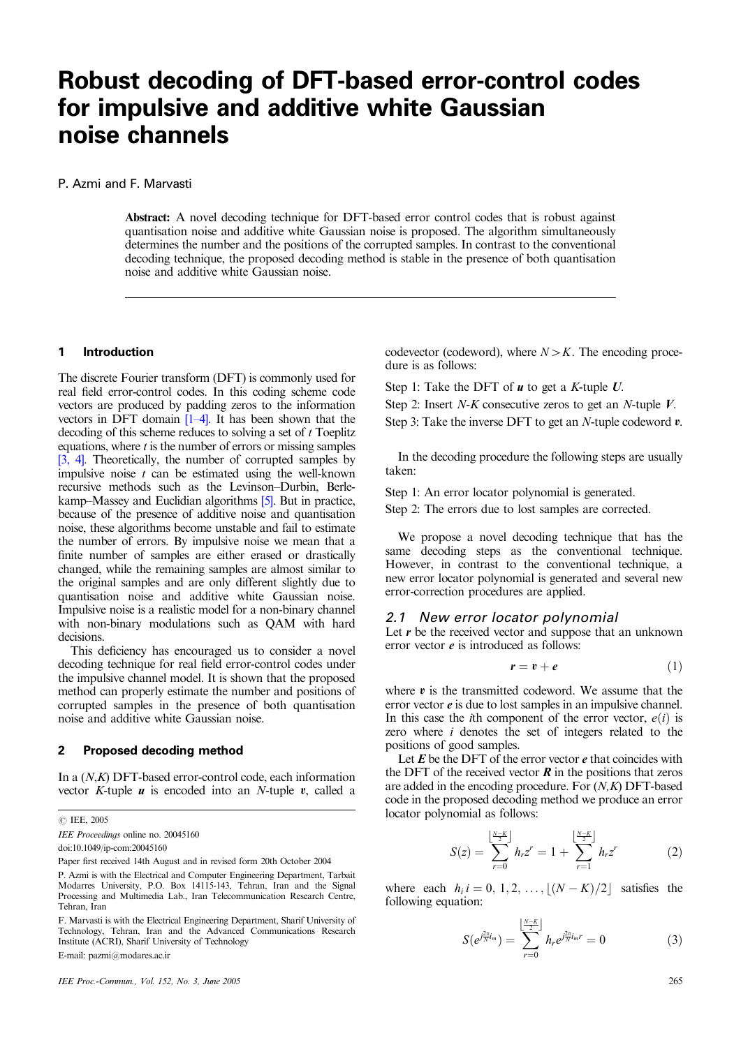# Robust decoding of DFT-based error-control codes for impulsive and additive white Gaussian noise channels

P. Azmi and F. Marvasti

**Abstract:** A novel decoding technique for DFT-based error control codes that is robust against quantisation noise and additive white Gaussian noise is proposed. The algorithm simultaneously determines the number and the positions of the corrupted samples. In contrast to the conventional decoding technique, the proposed decoding method is stable in the presence of both quantisation noise and additive white Gaussian noise.

## 1 Introduction

The discrete Fourier transform (DFT) is commonly used for real field error-control codes. In this coding scheme code vectors are produced by padding zeros to the information vectors in DFT domain [1–4]. It has been shown that the decoding of this scheme reduces to solving a set of $t$ Toeplitz equations, where $t$ is the number of errors or missing samples [3, 4]. Theoretically, the number of corrupted samples by impulsive noise $t$ can be estimated using the well-known recursive methods such as the Levinson–Durbin, Berlekamp–Massey and Euclidian algorithms [5]. But in practice, because of the presence of additive noise and quantisation noise, these algorithms become unstable and fail to estimate the number of errors. By impulsive noise we mean that a finite number of samples are either erased or drastically changed, while the remaining samples are almost similar to the original samples and are only different slightly due to quantisation noise and additive white Gaussian noise. Impulsive noise is a realistic model for a non-binary channel with non-binary modulations such as QAM with hard decisions.

This deficiency has encouraged us to consider a novel decoding technique for real field error-control codes under the impulsive channel model. It is shown that the proposed method can properly estimate the number and positions of corrupted samples in the presence of both quantisation noise and additive white Gaussian noise.

## 2 Proposed decoding method

In a $(N,K)$ DFT-based error-control code, each information vector $K$-tuple $\boldsymbol{u}$ is encoded into an $N$-tuple $\boldsymbol{v}$, called a codevector (codeword), where $N > K$. The encoding procedure is as follows:

Step 1: Take the DFT of $\boldsymbol{u}$ to get a $K$-tuple $\boldsymbol{U}$.

Step 2: Insert $N$-$K$ consecutive zeros to get an $N$-tuple $\boldsymbol{V}$.

Step 3: Take the inverse DFT to get an $N$-tuple codeword $\boldsymbol{v}$.

In the decoding procedure the following steps are usually taken:

Step 1: An error locator polynomial is generated.

Step 2: The errors due to lost samples are corrected.

We propose a novel decoding technique that has the same decoding steps as the conventional technique. However, in contrast to the conventional technique, a new error locator polynomial is generated and several new error-correction procedures are applied.

### 2.1 New error locator polynomial

Let $\boldsymbol{r}$ be the received vector and suppose that an unknown error vector $\boldsymbol{e}$ is introduced as follows:

$$\boldsymbol{r} = \boldsymbol{v} + \boldsymbol{e} \tag{1}$$

where $\boldsymbol{v}$ is the transmitted codeword. We assume that the error vector $\boldsymbol{e}$ is due to lost samples in an impulsive channel. In this case the $i$th component of the error vector, $e(i)$ is zero where $i$ denotes the set of integers related to the positions of good samples.

Let $\boldsymbol{E}$ be the DFT of the error vector $\boldsymbol{e}$ that coincides with the DFT of the received vector $\boldsymbol{R}$ in the positions that zeros are added in the encoding procedure. For $(N,K)$ DFT-based code in the proposed decoding method we produce an error locator polynomial as follows:

$$S(z) = \sum_{r=0}^{\left\lfloor \frac{N-K}{2} \right\rfloor} h_r z^r = 1 + \sum_{r=1}^{\left\lfloor \frac{N-K}{2} \right\rfloor} h_r z^r \tag{2}$$

where each $h_i\, i = 0, 1, 2, \ldots, \lfloor (N-K)/2 \rfloor$ satisfies the following equation:

$$S(e^{j\frac{2\pi}{N}i_m}) = \sum_{r=0}^{\left\lfloor \frac{N-K}{2} \right\rfloor} h_r e^{j\frac{2\pi}{N}i_m r} = 0 \tag{3}$$

© IEE, 2005

*IEE Proceedings* online no. 20045160

doi:10.1049/ip-com:20045160

Paper first received 14th August and in revised form 20th October 2004

P. Azmi is with the Electrical and Computer Engineering Department, Tarbait Modarres University, P.O. Box 14115-143, Tehran, Iran and the Signal Processing and Multimedia Lab., Iran Telecommunication Research Centre, Tehran, Iran

F. Marvasti is with the Electrical Engineering Department, Sharif University of Technology, Tehran, Iran and the Advanced Communications Research Institute (ACRI), Sharif University of Technology

E-mail: pazmi@modares.ac.ir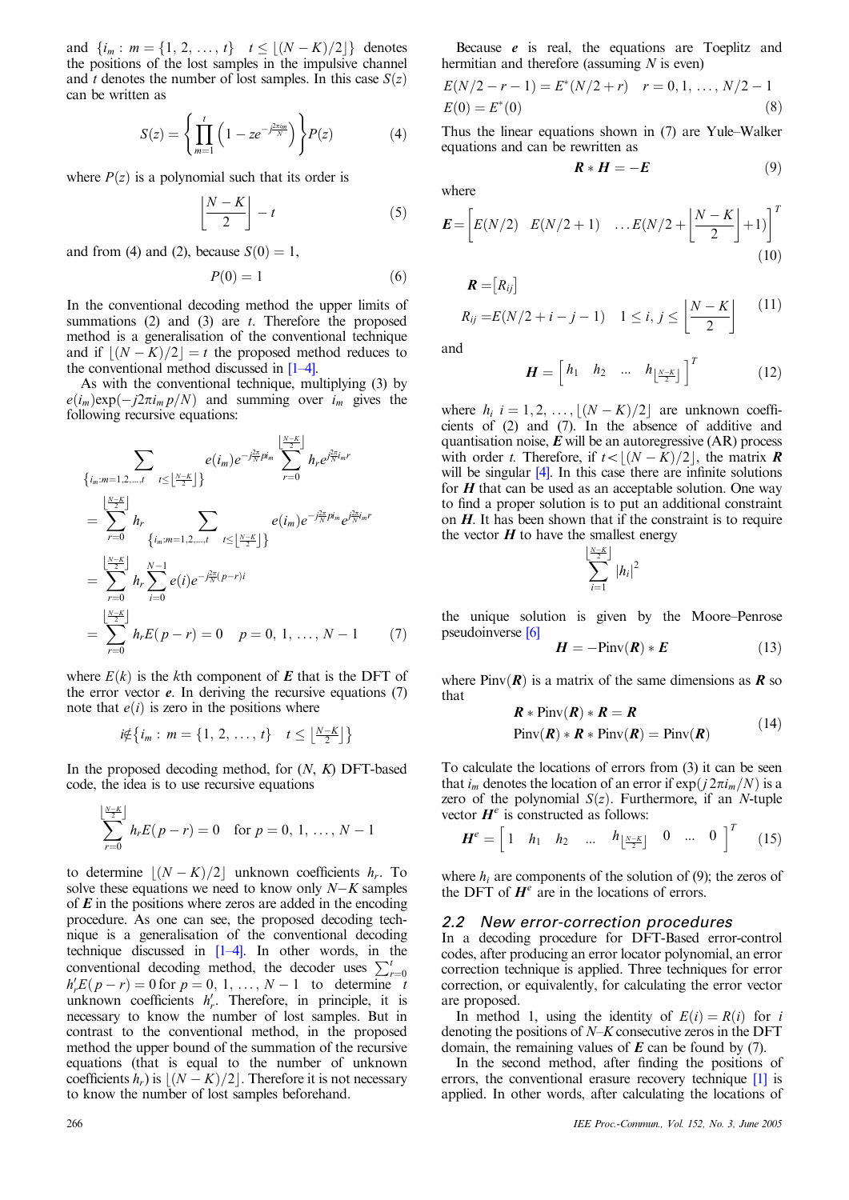and $\{i_m : m = \{1, 2, \ldots, t\} \quad t \leq \lfloor (N-K)/2 \rfloor\}$ denotes the positions of the lost samples in the impulsive channel and $t$ denotes the number of lost samples. In this case $S(z)$ can be written as

$$S(z) = \left\{ \prod_{m=1}^{t} \left(1 - z e^{-j\frac{2\pi i_m}{N}}\right) \right\} P(z) \tag{4}$$

where $P(z)$ is a polynomial such that its order is

$$\left\lfloor \frac{N-K}{2} \right\rfloor - t \tag{5}$$

and from (4) and (2), because $S(0) = 1$,

$$P(0) = 1 \tag{6}$$

In the conventional decoding method the upper limits of summations (2) and (3) are $t$. Therefore the proposed method is a generalisation of the conventional technique and if $\lfloor (N-K)/2 \rfloor = t$ the proposed method reduces to the conventional method discussed in [1–4].

As with the conventional technique, multiplying (3) by $e(i_m)\exp(-j2\pi i_m p/N)$ and summing over $i_m$ gives the following recursive equations:

$$\begin{aligned}
&\sum_{\left\{i_m : m=1,2,\ldots,t \quad t \leq \left\lfloor \frac{N-K}{2} \right\rfloor \right\}} e(i_m) e^{-j\frac{2\pi}{N} p i_m} \sum_{r=0}^{\left\lfloor \frac{N-K}{2} \right\rfloor} h_r e^{j\frac{2\pi}{N} i_m r} \\
&= \sum_{r=0}^{\left\lfloor \frac{N-K}{2} \right\rfloor} h_r \sum_{\left\{i_m : m=1,2,\ldots,t \quad t \leq \left\lfloor \frac{N-K}{2} \right\rfloor \right\}} e(i_m) e^{-j\frac{2\pi}{N} p i_m} e^{j\frac{2\pi}{N} i_m r} \\
&= \sum_{r=0}^{\left\lfloor \frac{N-K}{2} \right\rfloor} h_r \sum_{i=0}^{N-1} e(i) e^{-j\frac{2\pi}{N}(p-r)i} \\
&= \sum_{r=0}^{\left\lfloor \frac{N-K}{2} \right\rfloor} h_r E(p-r) = 0 \quad p = 0, 1, \ldots, N-1
\end{aligned} \tag{7}$$

where $E(k)$ is the $k$th component of $\boldsymbol{E}$ that is the DFT of the error vector $\boldsymbol{e}$. In deriving the recursive equations (7) note that $e(i)$ is zero in the positions where

$$i \notin \left\{ i_m : m = \{1, 2, \ldots, t\} \quad t \leq \left\lfloor \tfrac{N-K}{2} \right\rfloor \right\}$$

In the proposed decoding method, for ($N$, $K$) DFT-based code, the idea is to use recursive equations

$$\sum_{r=0}^{\left\lfloor \frac{N-K}{2} \right\rfloor} h_r E(p-r) = 0 \quad \text{for } p = 0, 1, \ldots, N-1$$

to determine $\lfloor (N-K)/2 \rfloor$ unknown coefficients $h_r$. To solve these equations we need to know only $N-K$ samples of $\boldsymbol{E}$ in the positions where zeros are added in the encoding procedure. As one can see, the proposed decoding technique is a generalisation of the conventional decoding technique discussed in [1–4]. In other words, in the conventional decoding method, the decoder uses $\sum_{r=0}^{t} h'_r E(p-r) = 0$ for $p = 0, 1, \ldots, N-1$ to determine $t$ unknown coefficients $h'_r$. Therefore, in principle, it is necessary to know the number of lost samples. But in contrast to the conventional method, in the proposed method the upper bound of the summation of the recursive equations (that is equal to the number of unknown coefficients $h_r$) is $\lfloor (N-K)/2 \rfloor$. Therefore it is not necessary to know the number of lost samples beforehand.

Because $\boldsymbol{e}$ is real, the equations are Toeplitz and hermitian and therefore (assuming $N$ is even)

$$\begin{aligned}
&E(N/2 - r - 1) = E^*(N/2 + r) \quad r = 0, 1, \ldots, N/2 - 1 \\
&E(0) = E^*(0)
\end{aligned} \tag{8}$$

Thus the linear equations shown in (7) are Yule–Walker equations and can be rewritten as

$$\boldsymbol{R} * \boldsymbol{H} = -\boldsymbol{E} \tag{9}$$

where

$$\boldsymbol{E} = \left[ E(N/2) \quad E(N/2+1) \quad \ldots E\left(N/2 + \left\lfloor \frac{N-K}{2} \right\rfloor + 1\right) \right]^T \tag{10}$$

$$\begin{aligned}
&\boldsymbol{R} = [R_{ij}] \\
&R_{ij} = E(N/2 + i - j - 1) \quad 1 \leq i, j \leq \left\lfloor \frac{N-K}{2} \right\rfloor
\end{aligned} \tag{11}$$

and

$$\boldsymbol{H} = \left[ h_1 \quad h_2 \quad \ldots \quad h_{\left\lfloor \frac{N-K}{2} \right\rfloor} \right]^T \tag{12}$$

where $h_i \; i = 1, 2, \ldots, \lfloor (N-K)/2 \rfloor$ are unknown coefficients of (2) and (7). In the absence of additive and quantisation noise, $\boldsymbol{E}$ will be an autoregressive (AR) process with order $t$. Therefore, if $t < \lfloor (N-K)/2 \rfloor$, the matrix $\boldsymbol{R}$ will be singular [4]. In this case there are infinite solutions for $\boldsymbol{H}$ that can be used as an acceptable solution. One way to find a proper solution is to put an additional constraint on $\boldsymbol{H}$. It has been shown that if the constraint is to require the vector $\boldsymbol{H}$ to have the smallest energy

$$\sum_{i=1}^{\left\lfloor \frac{N-K}{2} \right\rfloor} |h_i|^2$$

the unique solution is given by the Moore–Penrose pseudoinverse [6]

$$\boldsymbol{H} = -\text{Pinv}(\boldsymbol{R}) * \boldsymbol{E} \tag{13}$$

where $\text{Pinv}(\boldsymbol{R})$ is a matrix of the same dimensions as $\boldsymbol{R}$ so that

$$\begin{aligned}
&\boldsymbol{R} * \text{Pinv}(\boldsymbol{R}) * \boldsymbol{R} = \boldsymbol{R} \\
&\text{Pinv}(\boldsymbol{R}) * \boldsymbol{R} * \text{Pinv}(\boldsymbol{R}) = \text{Pinv}(\boldsymbol{R})
\end{aligned} \tag{14}$$

To calculate the locations of errors from (3) it can be seen that $i_m$ denotes the location of an error if $\exp(j2\pi i_m/N)$ is a zero of the polynomial $S(z)$. Furthermore, if an $N$-tuple vector $\boldsymbol{H}^e$ is constructed as follows:

$$\boldsymbol{H}^e = \left[ 1 \quad h_1 \quad h_2 \quad \ldots \quad h_{\left\lfloor \frac{N-K}{2} \right\rfloor} \quad 0 \quad \ldots \quad 0 \right]^T \tag{15}$$

where $h_i$ are components of the solution of (9); the zeros of the DFT of $\boldsymbol{H}^e$ are in the locations of errors.

### 2.2 New error-correction procedures

In a decoding procedure for DFT-Based error-control codes, after producing an error locator polynomial, an error correction technique is applied. Three techniques for error correction, or equivalently, for calculating the error vector are proposed.

In method 1, using the identity of $E(i) = R(i)$ for $i$ denoting the positions of $N$–$K$ consecutive zeros in the DFT domain, the remaining values of $\boldsymbol{E}$ can be found by (7).

In the second method, after finding the positions of errors, the conventional erasure recovery technique [1] is applied. In other words, after calculating the locations of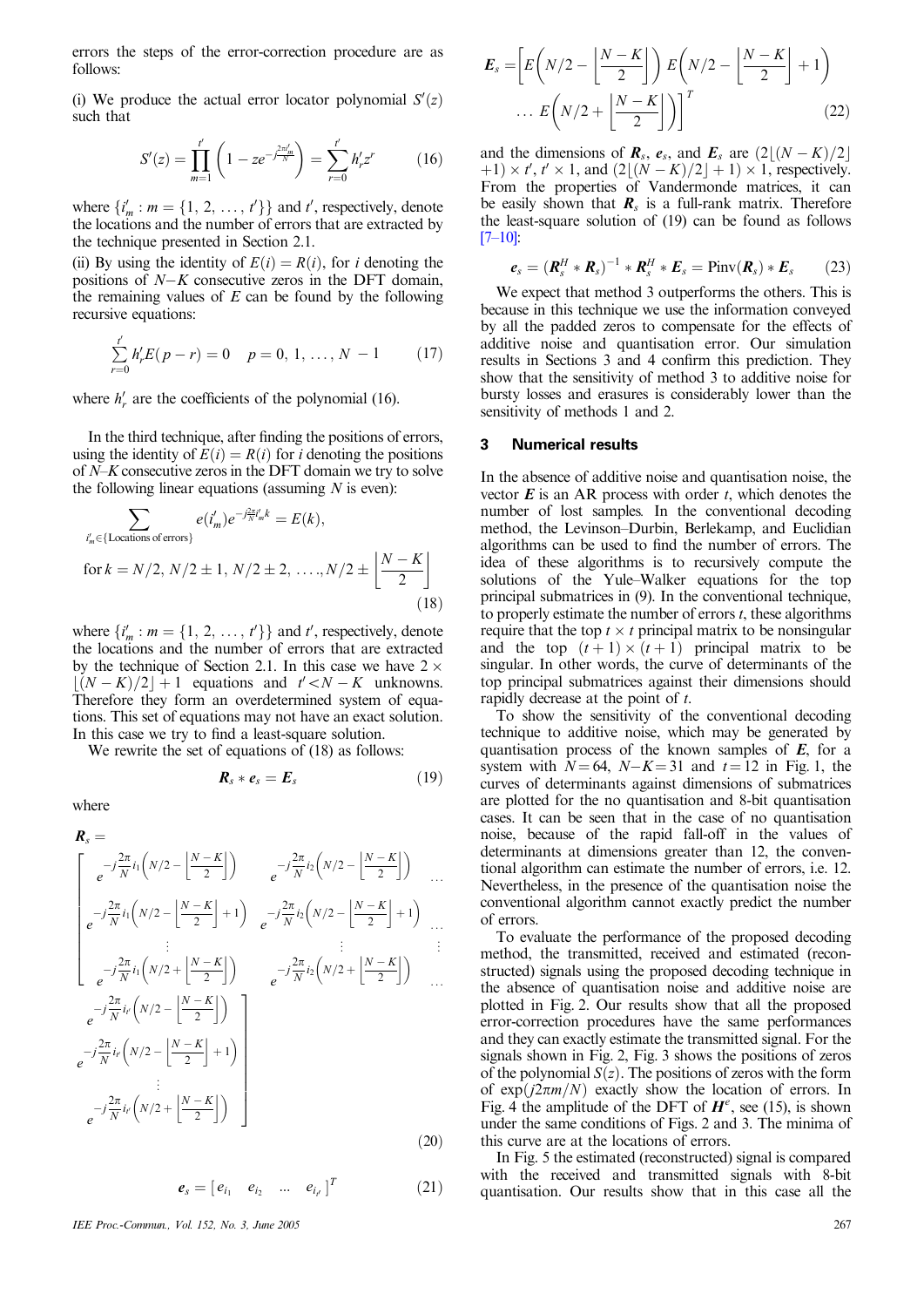errors the steps of the error-correction procedure are as follows:

(i) We produce the actual error locator polynomial $S'(z)$ such that

$$S'(z) = \prod_{m=1}^{t'} \left(1 - ze^{-j\frac{2\pi i'_m}{N}}\right) = \sum_{r=0}^{t'} h'_r z^r \tag{16}$$

where $\{i'_m : m = \{1, 2, \ldots, t'\}\}$ and $t'$, respectively, denote the locations and the number of errors that are extracted by the technique presented in Section 2.1.

(ii) By using the identity of $E(i) = R(i)$, for $i$ denoting the positions of $N-K$ consecutive zeros in the DFT domain, the remaining values of $E$ can be found by the following recursive equations:

$$\sum_{r=0}^{t'} h'_r E(p-r) = 0 \quad p = 0, 1, \ldots, N-1 \tag{17}$$

where $h'_r$ are the coefficients of the polynomial (16).

In the third technique, after finding the positions of errors, using the identity of $E(i) = R(i)$ for $i$ denoting the positions of $N$–$K$ consecutive zeros in the DFT domain we try to solve the following linear equations (assuming $N$ is even):

$$\sum_{i'_m \in \{\text{Locations of errors}\}} e(i'_m) e^{-j\frac{2\pi}{N} i'_m k} = E(k),$$

$$\text{for } k = N/2,\, N/2 \pm 1,\, N/2 \pm 2,\, \ldots,\, N/2 \pm \left\lfloor \frac{N-K}{2} \right\rfloor \tag{18}$$

where $\{i'_m : m = \{1, 2, \ldots, t'\}\}$ and $t'$, respectively, denote the locations and the number of errors that are extracted by the technique of Section 2.1. In this case we have $2 \times \lfloor (N-K)/2 \rfloor + 1$ equations and $t' < N-K$ unknowns. Therefore they form an overdetermined system of equations. This set of equations may not have an exact solution. In this case we try to find a least-square solution.

We rewrite the set of equations of (18) as follows:

$$\boldsymbol{R}_s * \boldsymbol{e}_s = \boldsymbol{E}_s \tag{19}$$

where

$$\boldsymbol{R}_s = \begin{bmatrix} e^{-j\frac{2\pi}{N} i_1 \left(N/2 - \left\lfloor \frac{N-K}{2} \right\rfloor\right)} & e^{-j\frac{2\pi}{N} i_2 \left(N/2 - \left\lfloor \frac{N-K}{2} \right\rfloor\right)} & \cdots & e^{-j\frac{2\pi}{N} i_{t'} \left(N/2 - \left\lfloor \frac{N-K}{2} \right\rfloor\right)} \\ e^{-j\frac{2\pi}{N} i_1 \left(N/2 - \left\lfloor \frac{N-K}{2} \right\rfloor + 1\right)} & e^{-j\frac{2\pi}{N} i_2 \left(N/2 - \left\lfloor \frac{N-K}{2} \right\rfloor + 1\right)} & \cdots & e^{-j\frac{2\pi}{N} i_{t'} \left(N/2 - \left\lfloor \frac{N-K}{2} \right\rfloor + 1\right)} \\ \vdots & \vdots & \vdots & \vdots \\ e^{-j\frac{2\pi}{N} i_1 \left(N/2 + \left\lfloor \frac{N-K}{2} \right\rfloor\right)} & e^{-j\frac{2\pi}{N} i_2 \left(N/2 + \left\lfloor \frac{N-K}{2} \right\rfloor\right)} & \cdots & e^{-j\frac{2\pi}{N} i_{t'} \left(N/2 + \left\lfloor \frac{N-K}{2} \right\rfloor\right)} \end{bmatrix} \tag{20}$$

$$\boldsymbol{e}_s = [\, e_{i_1} \quad e_{i_2} \quad \ldots \quad e_{i_{t'}} \,]^T \tag{21}$$

$$\boldsymbol{E}_s = \left[ E\left(N/2 - \left\lfloor \frac{N-K}{2} \right\rfloor\right) \; E\left(N/2 - \left\lfloor \frac{N-K}{2} \right\rfloor + 1\right) \; \ldots \; E\left(N/2 + \left\lfloor \frac{N-K}{2} \right\rfloor\right) \right]^T \tag{22}$$

and the dimensions of $\boldsymbol{R}_s$, $\boldsymbol{e}_s$, and $\boldsymbol{E}_s$ are $(2\lfloor (N-K)/2 \rfloor + 1) \times t'$, $t' \times 1$, and $(2\lfloor (N-K)/2 \rfloor + 1) \times 1$, respectively. From the properties of Vandermonde matrices, it can be easily shown that $\boldsymbol{R}_s$ is a full-rank matrix. Therefore the least-square solution of (19) can be found as follows [7–10]:

$$\boldsymbol{e}_s = (\boldsymbol{R}_s^H * \boldsymbol{R}_s)^{-1} * \boldsymbol{R}_s^H * \boldsymbol{E}_s = \text{Pinv}(\boldsymbol{R}_s) * \boldsymbol{E}_s \tag{23}$$

We expect that method 3 outperforms the others. This is because in this technique we use the information conveyed by all the padded zeros to compensate for the effects of additive noise and quantisation error. Our simulation results in Sections 3 and 4 confirm this prediction. They show that the sensitivity of method 3 to additive noise for bursty losses and erasures is considerably lower than the sensitivity of methods 1 and 2.

## 3 Numerical results

In the absence of additive noise and quantisation noise, the vector $\boldsymbol{E}$ is an AR process with order $t$, which denotes the number of lost samples. In the conventional decoding method, the Levinson–Durbin, Berlekamp, and Euclidian algorithms can be used to find the number of errors. The idea of these algorithms is to recursively compute the solutions of the Yule–Walker equations for the top principal submatrices in (9). In the conventional technique, to properly estimate the number of errors $t$, these algorithms require that the top $t \times t$ principal matrix to be nonsingular and the top $(t+1) \times (t+1)$ principal matrix to be singular. In other words, the curve of determinants of the top principal submatrices against their dimensions should rapidly decrease at the point of $t$.

To show the sensitivity of the conventional decoding technique to additive noise, which may be generated by quantisation process of the known samples of $\boldsymbol{E}$, for a system with $N = 64$, $N-K = 31$ and $t = 12$ in Fig. 1, the curves of determinants against dimensions of submatrices are plotted for the no quantisation and 8-bit quantisation cases. It can be seen that in the case of no quantisation noise, because of the rapid fall-off in the values of determinants at dimensions greater than 12, the conventional algorithm can estimate the number of errors, i.e. 12. Nevertheless, in the presence of the quantisation noise the conventional algorithm cannot exactly predict the number of errors.

To evaluate the performance of the proposed decoding method, the transmitted, received and estimated (reconstructed) signals using the proposed decoding technique in the absence of quantisation noise and additive noise are plotted in Fig. 2. Our results show that all the proposed error-correction procedures have the same performances and they can exactly estimate the transmitted signal. For the signals shown in Fig. 2, Fig. 3 shows the positions of zeros of the polynomial $S(z)$. The positions of zeros with the form of $\exp(j2\pi m/N)$ exactly show the location of errors. In Fig. 4 the amplitude of the DFT of $\boldsymbol{H}^e$, see (15), is shown under the same conditions of Figs. 2 and 3. The minima of this curve are at the locations of errors.

In Fig. 5 the estimated (reconstructed) signal is compared with the received and transmitted signals with 8-bit quantisation. Our results show that in this case all the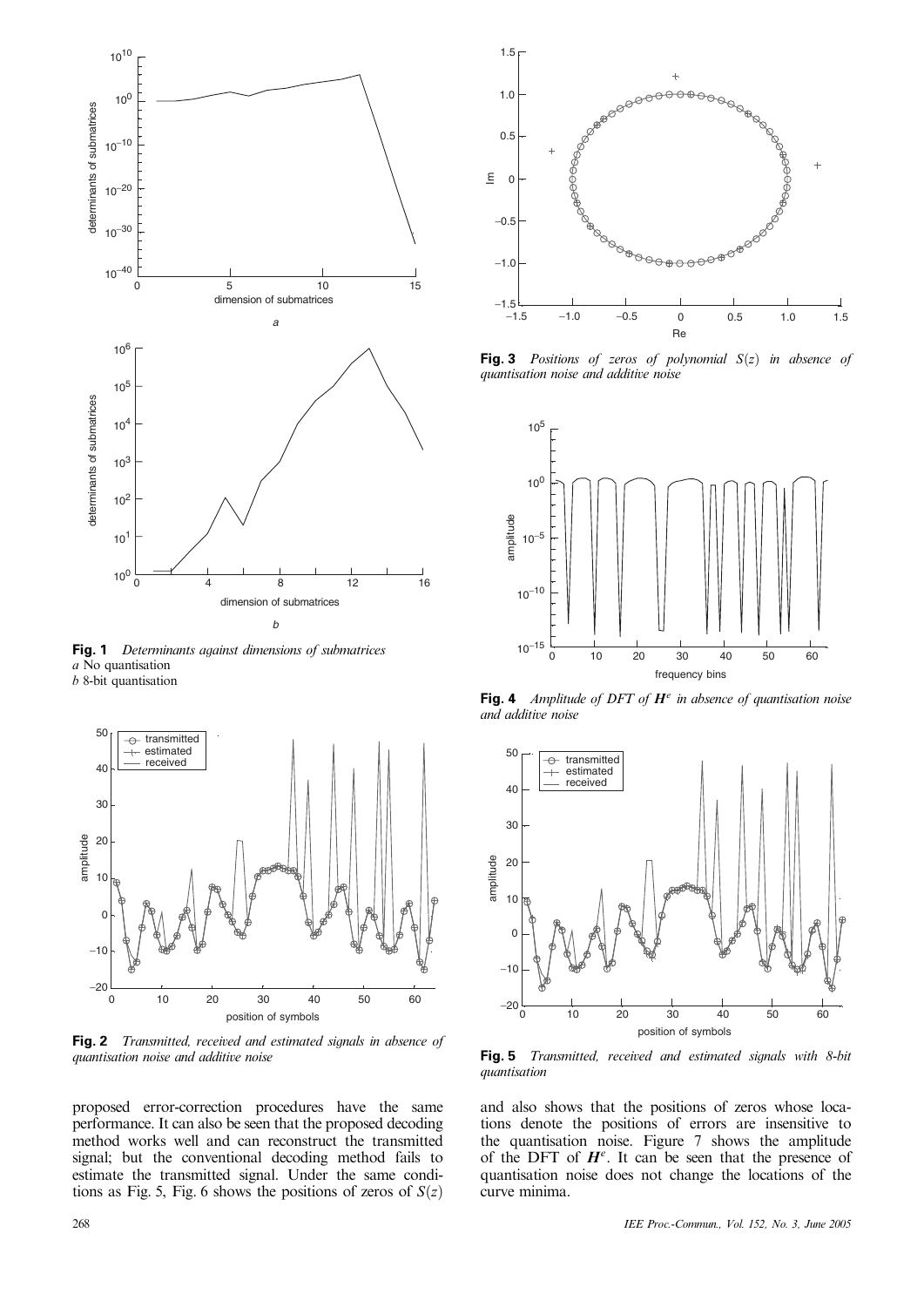**Fig. 1** *Determinants against dimensions of submatrices*
*a* No quantisation
*b* 8-bit quantisation

**Fig. 2** *Transmitted, received and estimated signals in absence of quantisation noise and additive noise*

proposed error-correction procedures have the same performance. It can also be seen that the proposed decoding method works well and can reconstruct the transmitted signal; but the conventional decoding method fails to estimate the transmitted signal. Under the same conditions as Fig. 5, Fig. 6 shows the positions of zeros of $S(z)$ and also shows that the positions of zeros whose locations denote the positions of errors are insensitive to the quantisation noise. Figure 7 shows the amplitude of the DFT of $\boldsymbol{H}^e$. It can be seen that the presence of quantisation noise does not change the locations of the curve minima.

**Fig. 3** *Positions of zeros of polynomial $S(z)$ in absence of quantisation noise and additive noise*

**Fig. 4** *Amplitude of DFT of $\boldsymbol{H}^e$ in absence of quantisation noise and additive noise*

**Fig. 5** *Transmitted, received and estimated signals with 8-bit quantisation*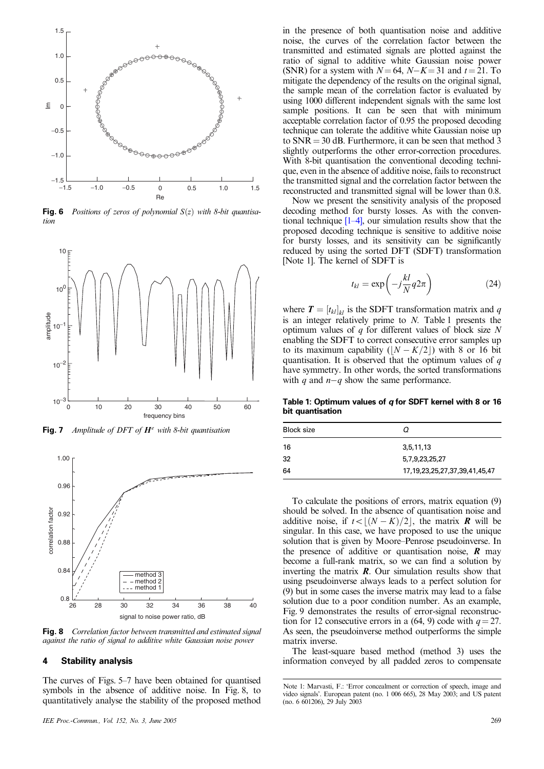**Fig. 6** *Positions of zeros of polynomial $S(z)$ with 8-bit quantisation*

**Fig. 7** *Amplitude of DFT of $\boldsymbol{H}^e$ with 8-bit quantisation*

**Fig. 8** *Correlation factor between transmitted and estimated signal against the ratio of signal to additive white Gaussian noise power*

## 4 Stability analysis

The curves of Figs. 5–7 have been obtained for quantised symbols in the absence of additive noise. In Fig. 8, to quantitatively analyse the stability of the proposed method in the presence of both quantisation noise and additive noise, the curves of the correlation factor between the transmitted and estimated signals are plotted against the ratio of signal to additive white Gaussian noise power (SNR) for a system with $N=64$, $N-K=31$ and $t=21$. To mitigate the dependency of the results on the original signal, the sample mean of the correlation factor is evaluated by using 1000 different independent signals with the same lost sample positions. It can be seen that with minimum acceptable correlation factor of 0.95 the proposed decoding technique can tolerate the additive white Gaussian noise up to $\text{SNR}=30$ dB. Furthermore, it can be seen that method 3 slightly outperforms the other error-correction procedures. With 8-bit quantisation the conventional decoding technique, even in the absence of additive noise, fails to reconstruct the transmitted signal and the correlation factor between the reconstructed and transmitted signal will be lower than 0.8.

Now we present the sensitivity analysis of the proposed decoding method for bursty losses. As with the conventional technique [1–4], our simulation results show that the proposed decoding technique is sensitive to additive noise for bursty losses, and its sensitivity can be significantly reduced by using the sorted DFT (SDFT) transformation [Note 1]. The kernel of SDFT is

$$t_{kl} = \exp\left(-j\frac{kl}{N}q2\pi\right) \tag{24}$$

where $\boldsymbol{T} = [t_{kl}]_{kl}$ is the SDFT transformation matrix and $q$ is an integer relatively prime to $N$. Table 1 presents the optimum values of $q$ for different values of block size $N$ enabling the SDFT to correct consecutive error samples up to its maximum capability ($\lfloor N-K/2 \rfloor$) with 8 or 16 bit quantisation. It is observed that the optimum values of $q$ have symmetry. In other words, the sorted transformations with $q$ and $n-q$ show the same performance.

**Table 1: Optimum values of *q* for SDFT kernel with 8 or 16 bit quantisation**

| Block size | Q |
|---|---|
| 16 | 3,5,11,13 |
| 32 | 5,7,9,23,25,27 |
| 64 | 17,19,23,25,27,37,39,41,45,47 |

To calculate the positions of errors, matrix equation (9) should be solved. In the absence of quantisation noise and additive noise, if $t < \lfloor (N-K)/2 \rfloor$, the matrix $\boldsymbol{R}$ will be singular. In this case, we have proposed to use the unique solution that is given by Moore–Penrose pseudoinverse. In the presence of additive or quantisation noise, $\boldsymbol{R}$ may become a full-rank matrix, so we can find a solution by inverting the matrix $\boldsymbol{R}$. Our simulation results show that using pseudoinverse always leads to a perfect solution for (9) but in some cases the inverse matrix may lead to a false solution due to a poor condition number. As an example, Fig. 9 demonstrates the results of error-signal reconstruction for 12 consecutive errors in a (64, 9) code with $q=27$. As seen, the pseudoinverse method outperforms the simple matrix inverse.

The least-square based method (method 3) uses the information conveyed by all padded zeros to compensate

Note 1: Marvasti, F.: 'Error concealment or correction of speech, image and video signals'. European patent (no. 1 006 665), 28 May 2003; and US patent (no. 6 601206), 29 July 2003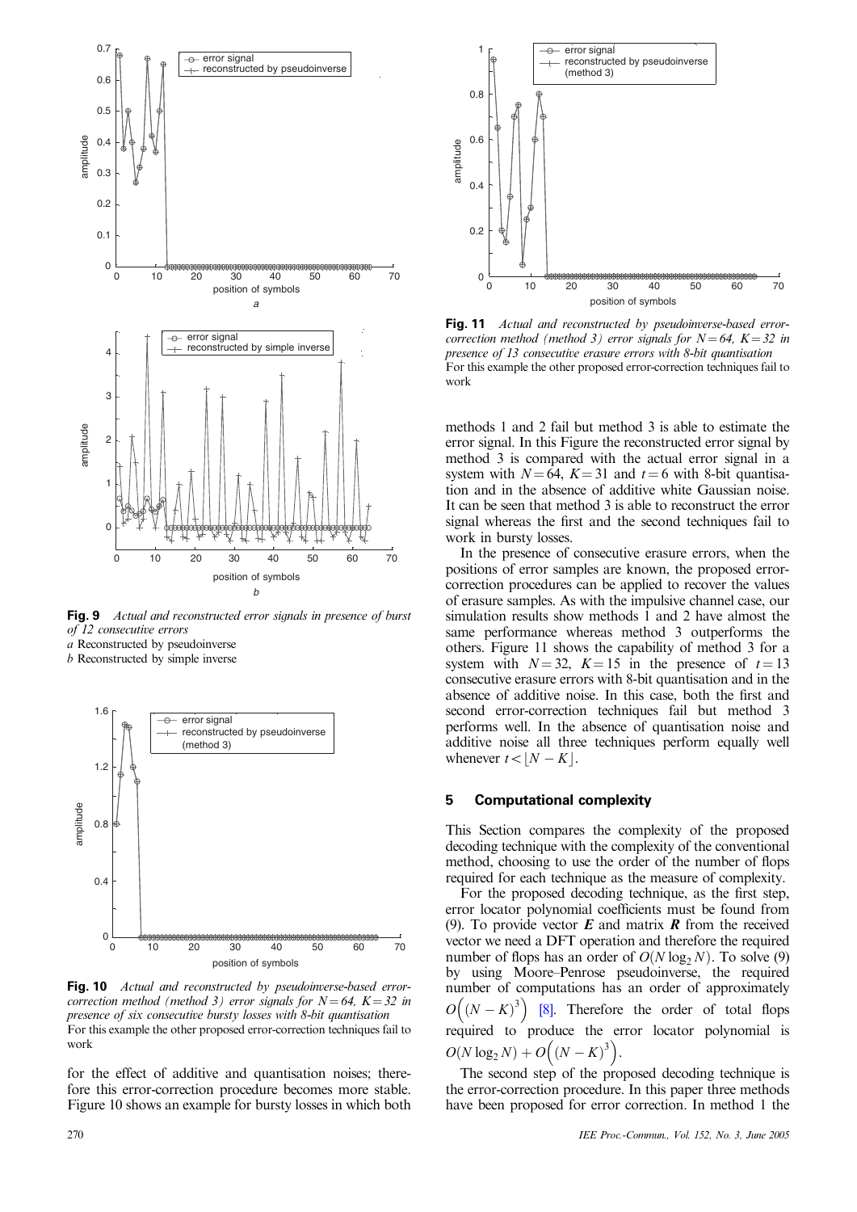**Fig. 9** *Actual and reconstructed error signals in presence of burst of 12 consecutive errors*
*a* Reconstructed by pseudoinverse
*b* Reconstructed by simple inverse

**Fig. 10** *Actual and reconstructed by pseudoinverse-based error-correction method (method 3) error signals for $N=64$, $K=32$ in presence of six consecutive bursty losses with 8-bit quantisation*
For this example the other proposed error-correction techniques fail to work

for the effect of additive and quantisation noises; therefore this error-correction procedure becomes more stable. Figure 10 shows an example for bursty losses in which both methods 1 and 2 fail but method 3 is able to estimate the error signal. In this Figure the reconstructed error signal by method 3 is compared with the actual error signal in a system with $N=64$, $K=31$ and $t=6$ with 8-bit quantisation and in the absence of additive white Gaussian noise. It can be seen that method 3 is able to reconstruct the error signal whereas the first and the second techniques fail to work in bursty losses.

**Fig. 11** *Actual and reconstructed by pseudoinverse-based error-correction method (method 3) error signals for $N=64$, $K=32$ in presence of 13 consecutive erasure errors with 8-bit quantisation*
For this example the other proposed error-correction techniques fail to work

In the presence of consecutive erasure errors, when the positions of error samples are known, the proposed error-correction procedures can be applied to recover the values of erasure samples. As with the impulsive channel case, our simulation results show methods 1 and 2 have almost the same performance whereas method 3 outperforms the others. Figure 11 shows the capability of method 3 for a system with $N=32$, $K=15$ in the presence of $t=13$ consecutive erasure errors with 8-bit quantisation and in the absence of additive noise. In this case, both the first and second error-correction techniques fail but method 3 performs well. In the absence of quantisation noise and additive noise all three techniques perform equally well whenever $t<\lfloor N-K \rfloor$.

## 5 Computational complexity

This Section compares the complexity of the proposed decoding technique with the complexity of the conventional method, choosing to use the order of the number of flops required for each technique as the measure of complexity.

For the proposed decoding technique, as the first step, error locator polynomial coefficients must be found from (9). To provide vector $\boldsymbol{E}$ and matrix $\boldsymbol{R}$ from the received vector we need a DFT operation and therefore the required number of flops has an order of $O(N\log_2 N)$. To solve (9) by using Moore–Penrose pseudoinverse, the required number of computations has an order of approximately $O\left((N-K)^3\right)$ [8]. Therefore the order of total flops required to produce the error locator polynomial is $O(N\log_2 N)+O\left((N-K)^3\right)$.

The second step of the proposed decoding technique is the error-correction procedure. In this paper three methods have been proposed for error correction. In method 1 the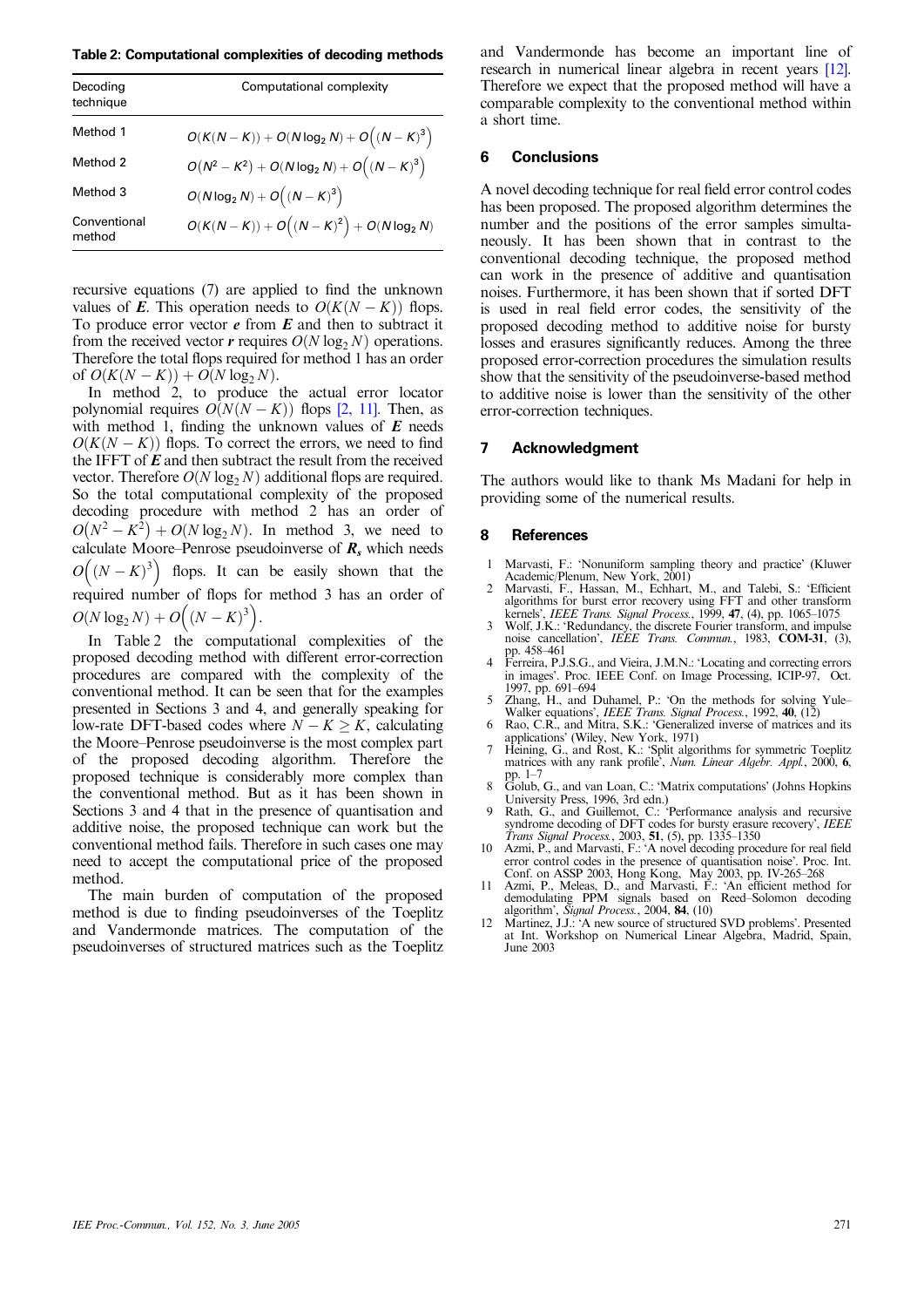**Table 2: Computational complexities of decoding methods**

| Decoding technique | Computational complexity |
|---|---|
| Method 1 | $O(K(N-K)) + O(N\log_2 N) + O\left((N-K)^3\right)$ |
| Method 2 | $O(N^2-K^2) + O(N\log_2 N) + O\left((N-K)^3\right)$ |
| Method 3 | $O(N\log_2 N) + O\left((N-K)^3\right)$ |
| Conventional method | $O(K(N-K)) + O\left((N-K)^2\right) + O(N\log_2 N)$ |

recursive equations (7) are applied to find the unknown values of $\boldsymbol{E}$. This operation needs to $O(K(N-K))$ flops. To produce error vector $\boldsymbol{e}$ from $\boldsymbol{E}$ and then to subtract it from the received vector $\boldsymbol{r}$ requires $O(N\log_2 N)$ operations. Therefore the total flops required for method 1 has an order of $O(K(N-K)) + O(N\log_2 N)$.

In method 2, to produce the actual error locator polynomial requires $O(N(N-K))$ flops [2, 11]. Then, as with method 1, finding the unknown values of $\boldsymbol{E}$ needs $O(K(N-K))$ flops. To correct the errors, we need to find the IFFT of $\boldsymbol{E}$ and then subtract the result from the received vector. Therefore $O(N\log_2 N)$ additional flops are required. So the total computational complexity of the proposed decoding procedure with method 2 has an order of $O(N^2-K^2) + O(N\log_2 N)$. In method 3, we need to calculate Moore–Penrose pseudoinverse of $\boldsymbol{R}_s$ which needs $O\left((N-K)^3\right)$ flops. It can be easily shown that the required number of flops for method 3 has an order of $O(N\log_2 N) + O\left((N-K)^3\right)$.

In Table 2 the computational complexities of the proposed decoding method with different error-correction procedures are compared with the complexity of the conventional method. It can be seen that for the examples presented in Sections 3 and 4, and generally speaking for low-rate DFT-based codes where $N-K \geq K$, calculating the Moore–Penrose pseudoinverse is the most complex part of the proposed decoding algorithm. Therefore the proposed technique is considerably more complex than the conventional method. But as it has been shown in Sections 3 and 4 that in the presence of quantisation and additive noise, the proposed technique can work but the conventional method fails. Therefore in such cases one may need to accept the computational price of the proposed method.

The main burden of computation of the proposed method is due to finding pseudoinverses of the Toeplitz and Vandermonde matrices. The computation of the pseudoinverses of structured matrices such as the Toeplitz and Vandermonde has become an important line of research in numerical linear algebra in recent years [12]. Therefore we expect that the proposed method will have a comparable complexity to the conventional method within a short time.

## 6 Conclusions

A novel decoding technique for real field error control codes has been proposed. The proposed algorithm determines the number and the positions of the error samples simultaneously. It has been shown that in contrast to the conventional decoding technique, the proposed method can work in the presence of additive and quantisation noises. Furthermore, it has been shown that if sorted DFT is used in real field error codes, the sensitivity of the proposed decoding method to additive noise for bursty losses and erasures significantly reduces. Among the three proposed error-correction procedures the simulation results show that the sensitivity of the pseudoinverse-based method to additive noise is lower than the sensitivity of the other error-correction techniques.

## 7 Acknowledgment

The authors would like to thank Ms Madani for help in providing some of the numerical results.

## 8 References

1. Marvasti, F.: 'Nonuniform sampling theory and practice' (Kluwer Academic/Plenum, New York, 2001)
2. Marvasti, F., Hassan, M., Echhart, M., and Talebi, S.: 'Efficient algorithms for burst error recovery using FFT and other transform kernels', *IEEE Trans. Signal Process.*, 1999, **47**, (4), pp. 1065–1075
3. Wolf, J.K.: 'Redundancy, the discrete Fourier transform, and impulse noise cancellation', *IEEE Trans. Commun.*, 1983, **COM-31**, (3), pp. 458–461
4. Ferreira, P.J.S.G., and Vieira, J.M.N.: 'Locating and correcting errors in images'. Proc. IEEE Conf. on Image Processing, ICIP-97, Oct. 1997, pp. 691–694
5. Zhang, H., and Duhamel, P.: 'On the methods for solving Yule–Walker equations', *IEEE Trans. Signal Process.*, 1992, **40**, (12)
6. Rao, C.R., and Mitra, S.K.: 'Generalized inverse of matrices and its applications' (Wiley, New York, 1971)
7. Heining, G., and Rost, K.: 'Split algorithms for symmetric Toeplitz matrices with any rank profile', *Num. Linear Algebr. Appl.*, 2000, **6**, pp. 1–7
8. Golub, G., and van Loan, C.: 'Matrix computations' (Johns Hopkins University Press, 1996, 3rd edn.)
9. Rath, G., and Guillemot, C.: 'Performance analysis and recursive syndrome decoding of DFT codes for bursty erasure recovery', *IEEE Trans Signal Process.*, 2003, **51**, (5), pp. 1335–1350
10. Azmi, P., and Marvasti, F.: 'A novel decoding procedure for real field error control codes in the presence of quantisation noise'. Proc. Int. Conf. on ASSP 2003, Hong Kong, May 2003, pp. IV-265–268
11. Azmi, P., Meleas, D., and Marvasti, F.: 'An efficient method for demodulating PPM signals based on Reed–Solomon decoding algorithm', *Signal Process.*, 2004, **84**, (10)
12. Martinez, J.J.: 'A new source of structured SVD problems'. Presented at Int. Workshop on Numerical Linear Algebra, Madrid, Spain, June 2003